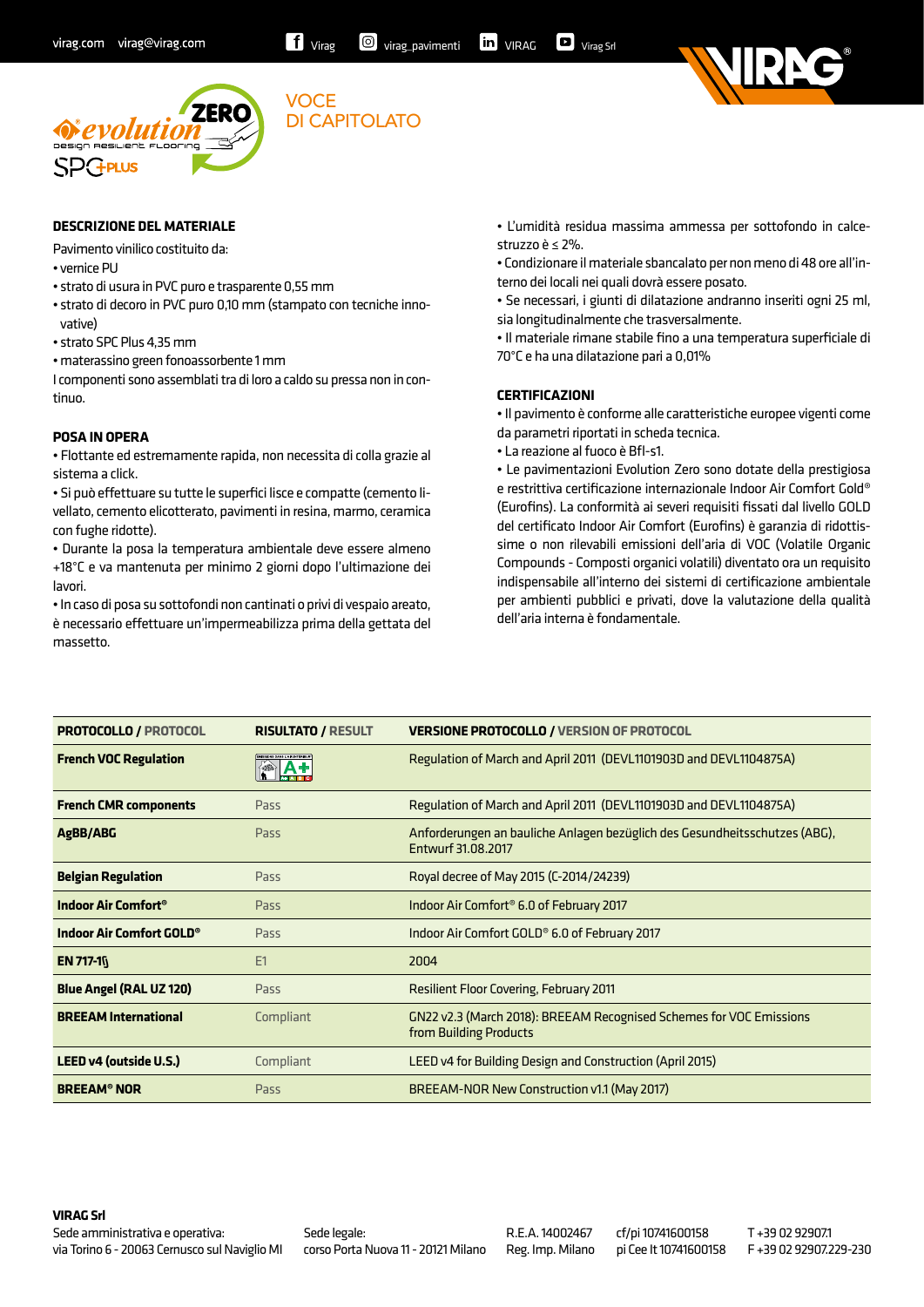virag.com virag@virag.com Virag virag_pavimenti VIRAG Virag Srl

evolution ZERO design resilient flooring SPC+PLUS

# VOCE DI CAPITOLATO

## DESCRIZIONE DEL MATERIALE

Pavimento vinilico costituito da:

- vernice PU
- strato di usura in PVC puro e trasparente 0,55 mm
- strato di decoro in PVC puro 0,10 mm (stampato con tecniche innovative)
- strato SPC Plus 4,35 mm
- materassino green fonoassorbente 1 mm

I componenti sono assemblati tra di loro a caldo su pressa non in continuo.

## POSA IN OPERA

- Flottante ed estremamente rapida, non necessita di colla grazie al sistema a click.
- Si può effettuare su tutte le superfici lisce e compatte (cemento livellato, cemento elicotterato, pavimenti in resina, marmo, ceramica con fughe ridotte).
- Durante la posa la temperatura ambientale deve essere almeno +18°C e va mantenuta per minimo 2 giorni dopo l'ultimazione dei lavori.
- In caso di posa su sottofondi non cantinati o privi di vespaio areato, è necessario effettuare un'impermeabilizza prima della gettata del massetto.
- L'umidità residua massima ammessa per sottofondo in calcestruzzo è ≤ 2%.
- Condizionare il materiale sbancalato per non meno di 48 ore all'interno dei locali nei quali dovrà essere posato.
- Se necessari, i giunti di dilatazione andranno inseriti ogni 25 ml, sia longitudinalmente che trasversalmente.
- Il materiale rimane stabile fino a una temperatura superficiale di 70°C e ha una dilatazione pari a 0,01%

## CERTIFICAZIONI

- Il pavimento è conforme alle caratteristiche europee vigenti come da parametri riportati in scheda tecnica.
- La reazione al fuoco è Bfl-s1.
- Le pavimentazioni Evolution Zero sono dotate della prestigiosa e restrittiva certificazione internazionale Indoor Air Comfort Gold® (Eurofins). La conformità ai severi requisiti fissati dal livello GOLD del certificato Indoor Air Comfort (Eurofins) è garanzia di ridottissime o non rilevabili emissioni dell'aria di VOC (Volatile Organic Compounds - Composti organici volatili) diventato ora un requisito indispensabile all'interno dei sistemi di certificazione ambientale per ambienti pubblici e privati, dove la valutazione della qualità dell'aria interna è fondamentale.

| PROTOCOLLO / PROTOCOL | RISULTATO / RESULT | VERSIONE PROTOCOLLO / VERSION OF PROTOCOL |
|---|---|---|
| **French VOC Regulation** | A+ | Regulation of March and April 2011 (DEVL1101903D and DEVL1104875A) |
| **French CMR components** | Pass | Regulation of March and April 2011 (DEVL1101903D and DEVL1104875A) |
| **AgBB/ABG** | Pass | Anforderungen an bauliche Anlagen bezüglich des Gesundheitsschutzes (ABG), Entwurf 31.08.2017 |
| **Belgian Regulation** | Pass | Royal decree of May 2015 (C-2014/24239) |
| **Indoor Air Comfort®** | Pass | Indoor Air Comfort® 6.0 of February 2017 |
| **Indoor Air Comfort GOLD®** | Pass | Indoor Air Comfort GOLD® 6.0 of February 2017 |
| **EN 717-1** | E1 | 2004 |
| **Blue Angel (RAL UZ 120)** | Pass | Resilient Floor Covering, February 2011 |
| **BREEAM International** | Compliant | GN22 v2.3 (March 2018): BREEAM Recognised Schemes for VOC Emissions from Building Products |
| **LEED v4 (outside U.S.)** | Compliant | LEED v4 for Building Design and Construction (April 2015) |
| **BREEAM® NOR** | Pass | BREEAM-NOR New Construction v1.1 (May 2017) |

**VIRAG Srl**

Sede amministrativa e operativa: via Torino 6 - 20063 Cernusco sul Naviglio MI

Sede legale: corso Porta Nuova 11 - 20121 Milano

R.E.A. 14002467 Reg. Imp. Milano

cf/pi 10741600158 pi Cee It 10741600158

T +39 02 92907.1 F +39 02 92907.229-230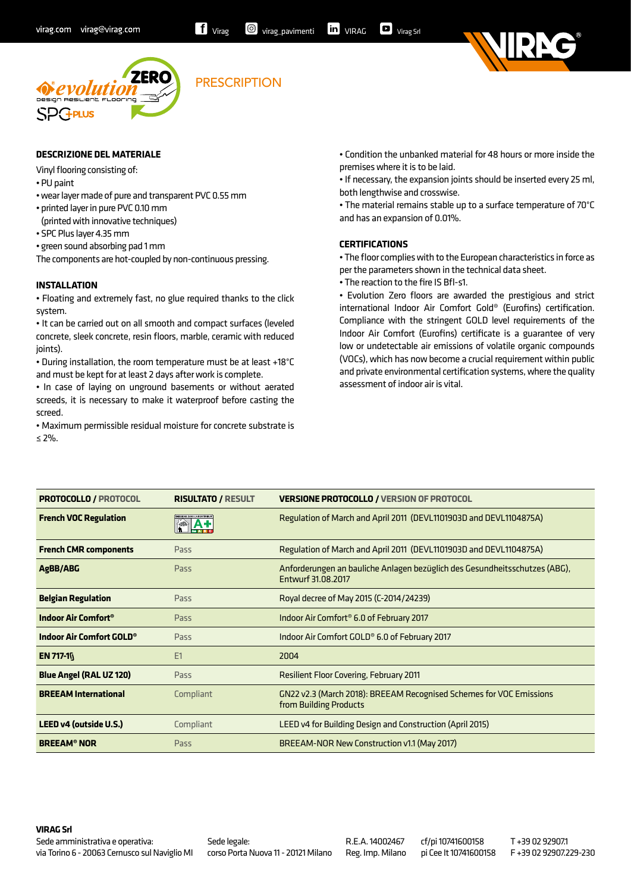## PRESCRIPTION

### DESCRIZIONE DEL MATERIALE

Vinyl flooring consisting of:

- PU paint
- wear layer made of pure and transparent PVC 0.55 mm
- printed layer in pure PVC 0.10 mm (printed with innovative techniques)
- SPC Plus layer 4.35 mm
- green sound absorbing pad 1 mm

The components are hot-coupled by non-continuous pressing.

### INSTALLATION

- Floating and extremely fast, no glue required thanks to the click system.
- It can be carried out on all smooth and compact surfaces (leveled concrete, sleek concrete, resin floors, marble, ceramic with reduced joints).
- During installation, the room temperature must be at least +18°C and must be kept for at least 2 days after work is complete.
- In case of laying on unground basements or without aerated screeds, it is necessary to make it waterproof before casting the screed.
- Maximum permissible residual moisture for concrete substrate is ≤ 2%.
- Condition the unbanked material for 48 hours or more inside the premises where it is to be laid.
- If necessary, the expansion joints should be inserted every 25 ml, both lengthwise and crosswise.
- The material remains stable up to a surface temperature of 70°C and has an expansion of 0.01%.

### CERTIFICATIONS

- The floor complies with to the European characteristics in force as per the parameters shown in the technical data sheet.
- The reaction to the fire IS Bfl-s1.
- Evolution Zero floors are awarded the prestigious and strict international Indoor Air Comfort Gold® (Eurofins) certification. Compliance with the stringent GOLD level requirements of the Indoor Air Comfort (Eurofins) certificate is a guarantee of very low or undetectable air emissions of volatile organic compounds (VOCs), which has now become a crucial requirement within public and private environmental certification systems, where the quality assessment of indoor air is vital.

| PROTOCOLLO / PROTOCOL | RISULTATO / RESULT | VERSIONE PROTOCOLLO / VERSION OF PROTOCOL |
|---|---|---|
| **French VOC Regulation** | A+ | Regulation of March and April 2011 (DEVL1101903D and DEVL1104875A) |
| **French CMR components** | Pass | Regulation of March and April 2011 (DEVL1101903D and DEVL1104875A) |
| **AgBB/ABG** | Pass | Anforderungen an bauliche Anlagen bezüglich des Gesundheitsschutzes (ABG), Entwurf 31.08.2017 |
| **Belgian Regulation** | Pass | Royal decree of May 2015 (C-2014/24239) |
| **Indoor Air Comfort®** | Pass | Indoor Air Comfort® 6.0 of February 2017 |
| **Indoor Air Comfort GOLD®** | Pass | Indoor Air Comfort GOLD® 6.0 of February 2017 |
| **EN 717-1** | E1 | 2004 |
| **Blue Angel (RAL UZ 120)** | Pass | Resilient Floor Covering, February 2011 |
| **BREEAM International** | Compliant | GN22 v2.3 (March 2018): BREEAM Recognised Schemes for VOC Emissions from Building Products |
| **LEED v4 (outside U.S.)** | Compliant | LEED v4 for Building Design and Construction (April 2015) |
| **BREEAM® NOR** | Pass | BREEAM-NOR New Construction v1.1 (May 2017) |

**VIRAG Srl**
Sede amministrativa e operativa: via Torino 6 - 20063 Cernusco sul Naviglio MI
Sede legale: corso Porta Nuova 11 - 20121 Milano
R.E.A. 14002467 Reg. Imp. Milano
cf/pi 10741600158 pi Cee It 10741600158
T +39 02 92907.1 F +39 02 92907.229-230